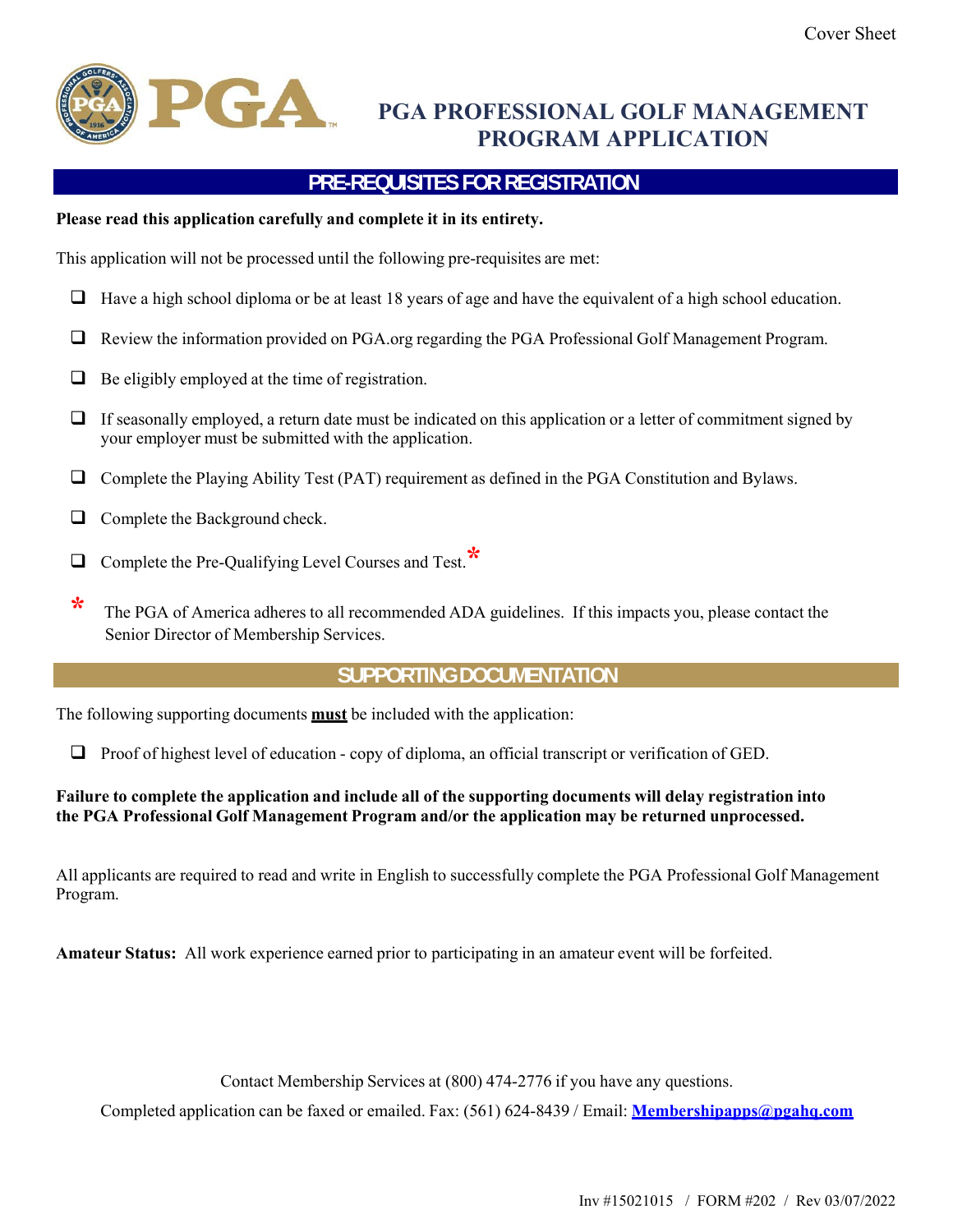Cover Sheet

# PGA PROFESSIONAL GOLF MANAGEMENT PROGRAM APPLICATION

## PRE-REQUISITES FOR REGISTRATION

**Please read this application carefully and complete it in its entirety.**

This application will not be processed until the following pre-requisites are met:

- ☐ Have a high school diploma or be at least 18 years of age and have the equivalent of a high school education.
- ☐ Review the information provided on PGA.org regarding the PGA Professional Golf Management Program.
- ☐ Be eligibly employed at the time of registration.
- ☐ If seasonally employed, a return date must be indicated on this application or a letter of commitment signed by your employer must be submitted with the application.
- ☐ Complete the Playing Ability Test (PAT) requirement as defined in the PGA Constitution and Bylaws.
- ☐ Complete the Background check.
- ☐ Complete the Pre-Qualifying Level Courses and Test.*

\* The PGA of America adheres to all recommended ADA guidelines. If this impacts you, please contact the Senior Director of Membership Services.

## SUPPORTING DOCUMENTATION

The following supporting documents **must** be included with the application:

- ☐ Proof of highest level of education - copy of diploma, an official transcript or verification of GED.

**Failure to complete the application and include all of the supporting documents will delay registration into the PGA Professional Golf Management Program and/or the application may be returned unprocessed.**

All applicants are required to read and write in English to successfully complete the PGA Professional Golf Management Program.

**Amateur Status:** All work experience earned prior to participating in an amateur event will be forfeited.

Contact Membership Services at (800) 474-2776 if you have any questions.

Completed application can be faxed or emailed. Fax: (561) 624-8439 / Email: **Membershipapps@pgahq.com**

Inv #15021015 / FORM #202 / Rev 03/07/2022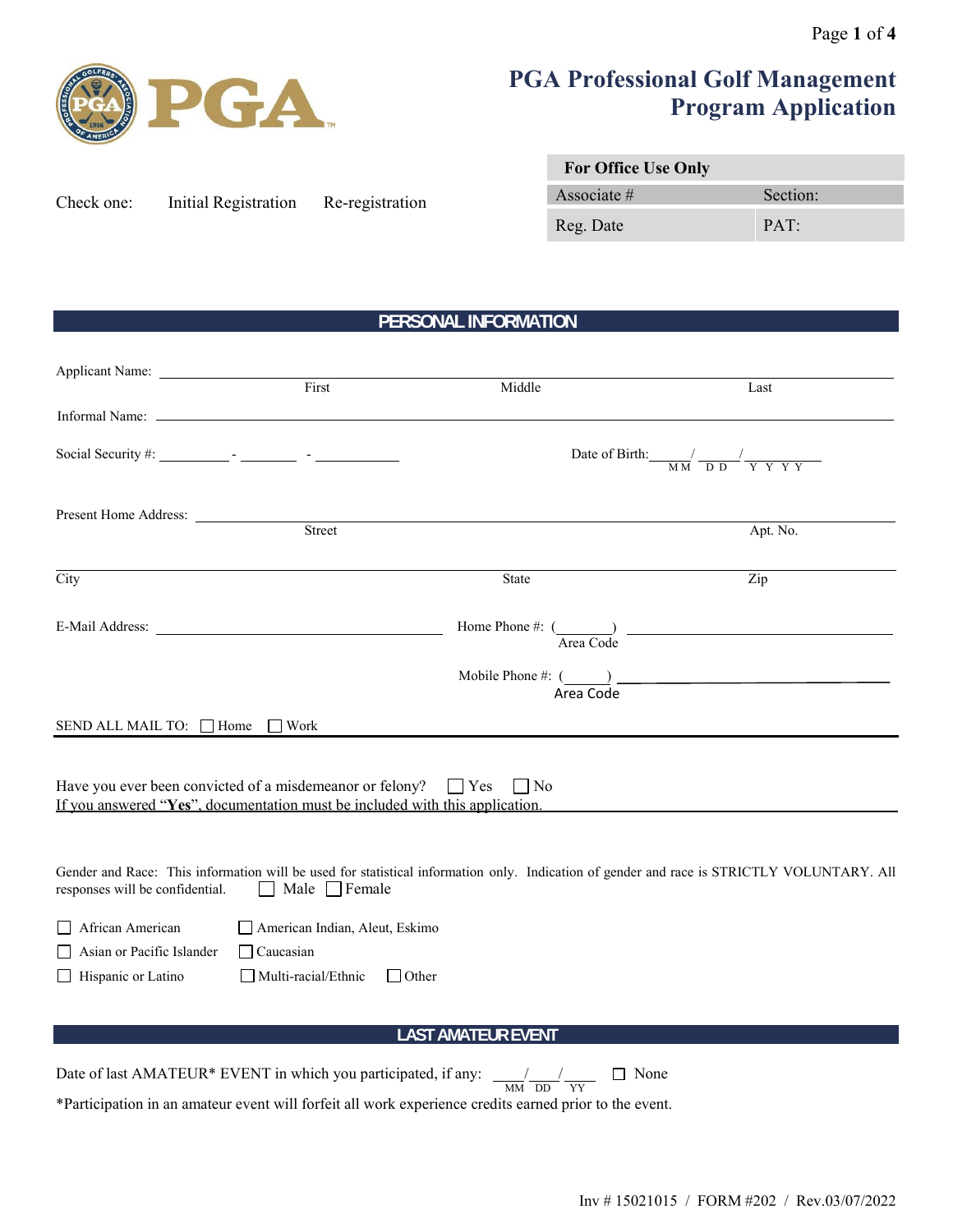# PGA Professional Golf Management Program Application

Check one: Initial Registration Re-registration

| For Office Use Only | |
|---|---|
| Associate # | Section: |
| Reg. Date | PAT: |

## PERSONAL INFORMATION

Applicant Name: ______________________________________________
First Middle Last

Informal Name: ______________________________________________

Social Security #: ________ - ________ - ________

Date of Birth: ____/____/________
MM DD YYYY

Present Home Address: ______________________________________________
Street Apt. No.

______________________________________________
City State Zip

E-Mail Address: ______________________________

Home Phone #: (______) ______________________
Area Code

Mobile Phone #: (______) ______________________
Area Code

SEND ALL MAIL TO: ☐ Home ☐ Work

Have you ever been convicted of a misdemeanor or felony? ☐ Yes ☐ No
If you answered "**Yes**", documentation must be included with this application.

Gender and Race: This information will be used for statistical information only. Indication of gender and race is STRICTLY VOLUNTARY. All responses will be confidential. ☐ Male ☐ Female

☐ African American ☐ American Indian, Aleut, Eskimo
☐ Asian or Pacific Islander ☐ Caucasian
☐ Hispanic or Latino ☐ Multi-racial/Ethnic ☐ Other

## LAST AMATEUR EVENT

Date of last AMATEUR* EVENT in which you participated, if any: ____/____/____ ☐ None
MM DD YY

*Participation in an amateur event will forfeit all work experience credits earned prior to the event.

Inv # 15021015 / FORM #202 / Rev.03/07/2022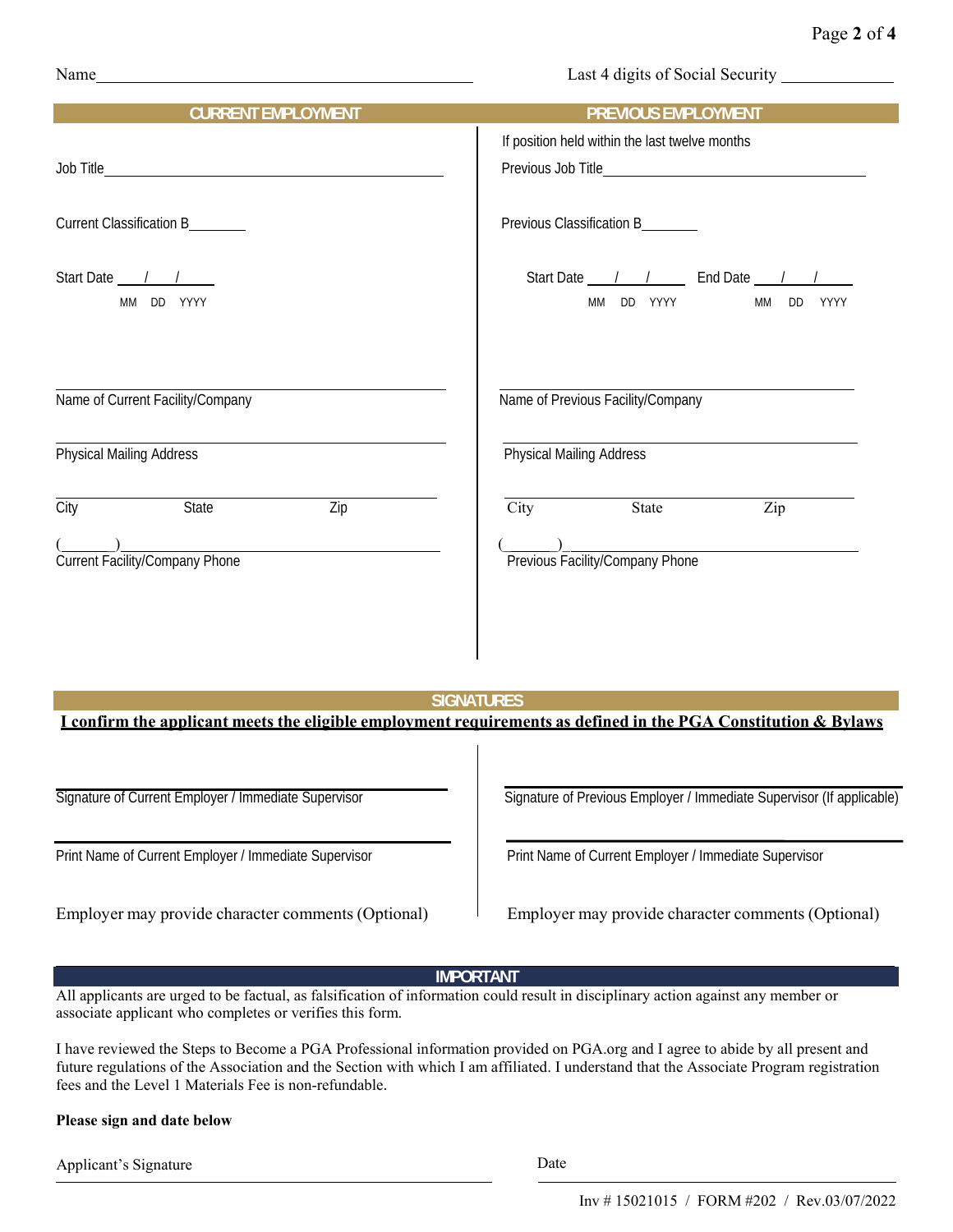Name ______________________________ Last 4 digits of Social Security ____________

## CURRENT EMPLOYMENT

Job Title ______________________________

Current Classification B_______

Start Date ___/___/_____
MM DD YYYY

______________________________
Name of Current Facility/Company

______________________________
Physical Mailing Address

______________________________
City State Zip

(______)______________________
Current Facility/Company Phone

## PREVIOUS EMPLOYMENT

If position held within the last twelve months

Previous Job Title ______________________________

Previous Classification B_______

Start Date ___/___/_____ End Date ___/___/_____
MM DD YYYY MM DD YYYY

______________________________
Name of Previous Facility/Company

______________________________
Physical Mailing Address

______________________________
City State Zip

(______)______________________
Previous Facility/Company Phone

## SIGNATURES

**I confirm the applicant meets the eligible employment requirements as defined in the PGA Constitution & Bylaws**

______________________________
Signature of Current Employer / Immediate Supervisor

______________________________
Print Name of Current Employer / Immediate Supervisor

Employer may provide character comments (Optional)

______________________________
Signature of Previous Employer / Immediate Supervisor (If applicable)

______________________________
Print Name of Current Employer / Immediate Supervisor

Employer may provide character comments (Optional)

## IMPORTANT

All applicants are urged to be factual, as falsification of information could result in disciplinary action against any member or associate applicant who completes or verifies this form.

I have reviewed the Steps to Become a PGA Professional information provided on PGA.org and I agree to abide by all present and future regulations of the Association and the Section with which I am affiliated. I understand that the Associate Program registration fees and the Level 1 Materials Fee is non-refundable.

**Please sign and date below**

Applicant's Signature ______________________________ Date ______________

Inv # 15021015 / FORM #202 / Rev.03/07/2022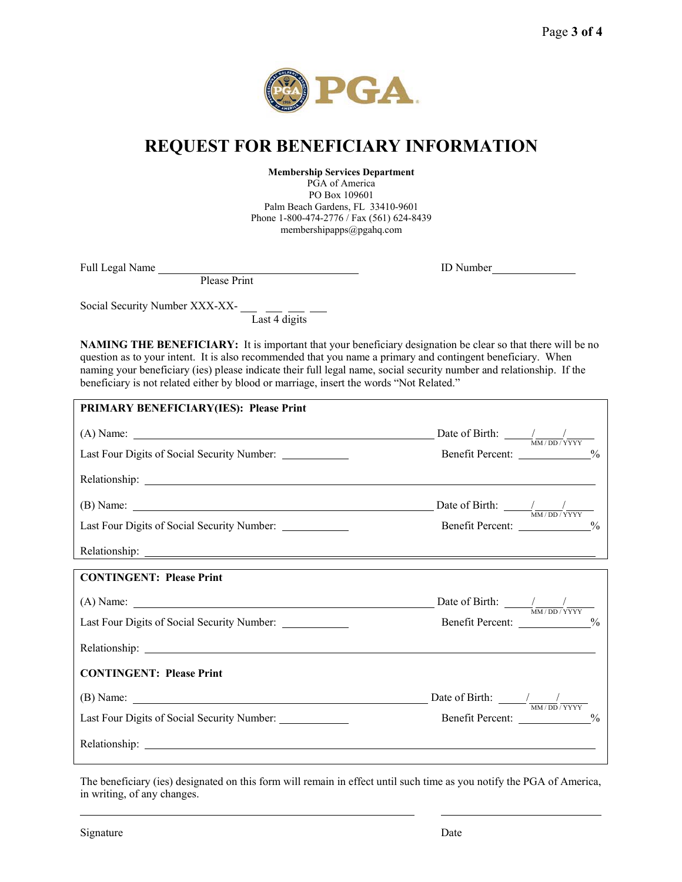# REQUEST FOR BENEFICIARY INFORMATION

**Membership Services Department**
PGA of America
PO Box 109601
Palm Beach Gardens, FL 33410-9601
Phone 1-800-474-2776 / Fax (561) 624-8439
membershipapps@pghq.com

Full Legal Name ______________________________ ID Number ______________
Please Print

Social Security Number XXX-XX- ___ ___ ___ ___
Last 4 digits

**NAMING THE BENEFICIARY:** It is important that your beneficiary designation be clear so that there will be no question as to your intent. It is also recommended that you name a primary and contingent beneficiary. When naming your beneficiary (ies) please indicate their full legal name, social security number and relationship. If the beneficiary is not related either by blood or marriage, insert the words "Not Related."

**PRIMARY BENEFICIARY(IES): Please Print**

(A) Name: ______________________________ Date of Birth: ____/____/____ (MM / DD / YYYY)

Last Four Digits of Social Security Number: __________ Benefit Percent: __________%

Relationship: ______________________________

(B) Name: ______________________________ Date of Birth: ____/____/____ (MM / DD / YYYY)

Last Four Digits of Social Security Number: __________ Benefit Percent: __________%

Relationship: ______________________________

**CONTINGENT: Please Print**

(A) Name: ______________________________ Date of Birth: ____/____/____ (MM / DD / YYYY)

Last Four Digits of Social Security Number: __________ Benefit Percent: __________%

Relationship: ______________________________

**CONTINGENT: Please Print**

(B) Name: ______________________________ Date of Birth: ____/____/____ (MM / DD / YYYY)

Last Four Digits of Social Security Number: __________ Benefit Percent: __________%

Relationship: ______________________________

The beneficiary (ies) designated on this form will remain in effect until such time as you notify the PGA of America, in writing, of any changes.

______________________________ ______________
Signature Date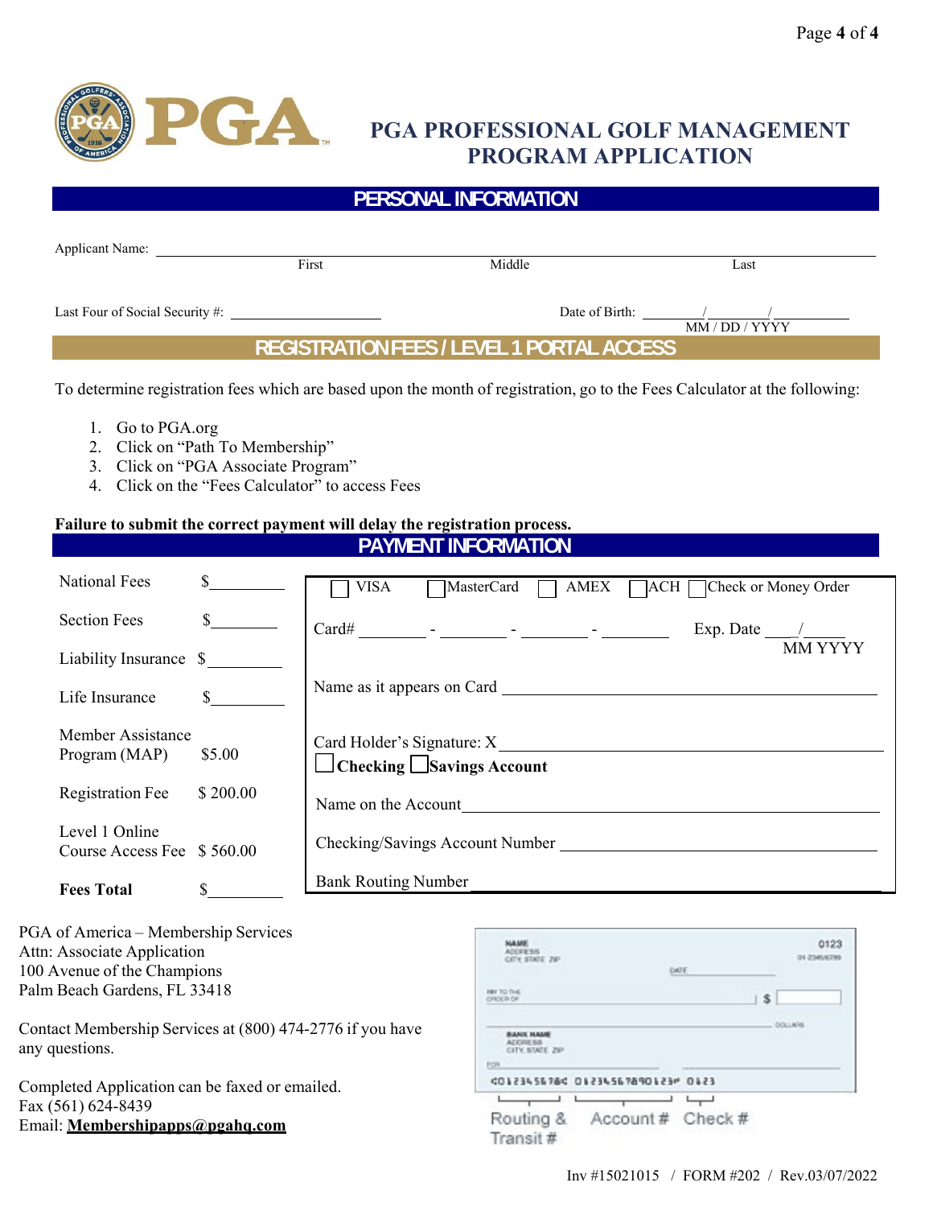# PGA PROFESSIONAL GOLF MANAGEMENT PROGRAM APPLICATION

## PERSONAL INFORMATION

Applicant Name: ______________________________________________
First Middle Last

Last Four of Social Security #: ____________________ Date of Birth: ______/______/______
MM / DD / YYYY

## REGISTRATION FEES / LEVEL 1 PORTAL ACCESS

To determine registration fees which are based upon the month of registration, go to the Fees Calculator at the following:

1. Go to PGA.org
2. Click on "Path To Membership"
3. Click on "PGA Associate Program"
4. Click on the "Fees Calculator" to access Fees

**Failure to submit the correct payment will delay the registration process.**

## PAYMENT INFORMATION

| | |
|---|---|
| National Fees | $________ |
| Section Fees | $________ |
| Liability Insurance | $________ |
| Life Insurance | $________ |
| Member Assistance Program (MAP) | $5.00 |
| Registration Fee | $ 200.00 |
| Level 1 Online Course Access Fee | $ 560.00 |
| **Fees Total** | $________ |

☐ VISA ☐ MasterCard ☐ AMEX ☐ ACH ☐ Check or Money Order

Card# ________ - ________ - ________ - ________ Exp. Date ____/____
MM YYYY

Name as it appears on Card ______________________________

Card Holder's Signature: X ______________________________

☐ **Checking** ☐ **Savings Account**

Name on the Account ______________________________

Checking/Savings Account Number ______________________________

Bank Routing Number ______________________________

PGA of America – Membership Services
Attn: Associate Application
100 Avenue of the Champions
Palm Beach Gardens, FL 33418

Contact Membership Services at (800) 474-2776 if you have any questions.

Completed Application can be faxed or emailed.
Fax (561) 624-8439
Email: **Membershipapps@pgahq.com**

Routing & Transit # Account # Check #

Inv #15021015 / FORM #202 / Rev.03/07/2022